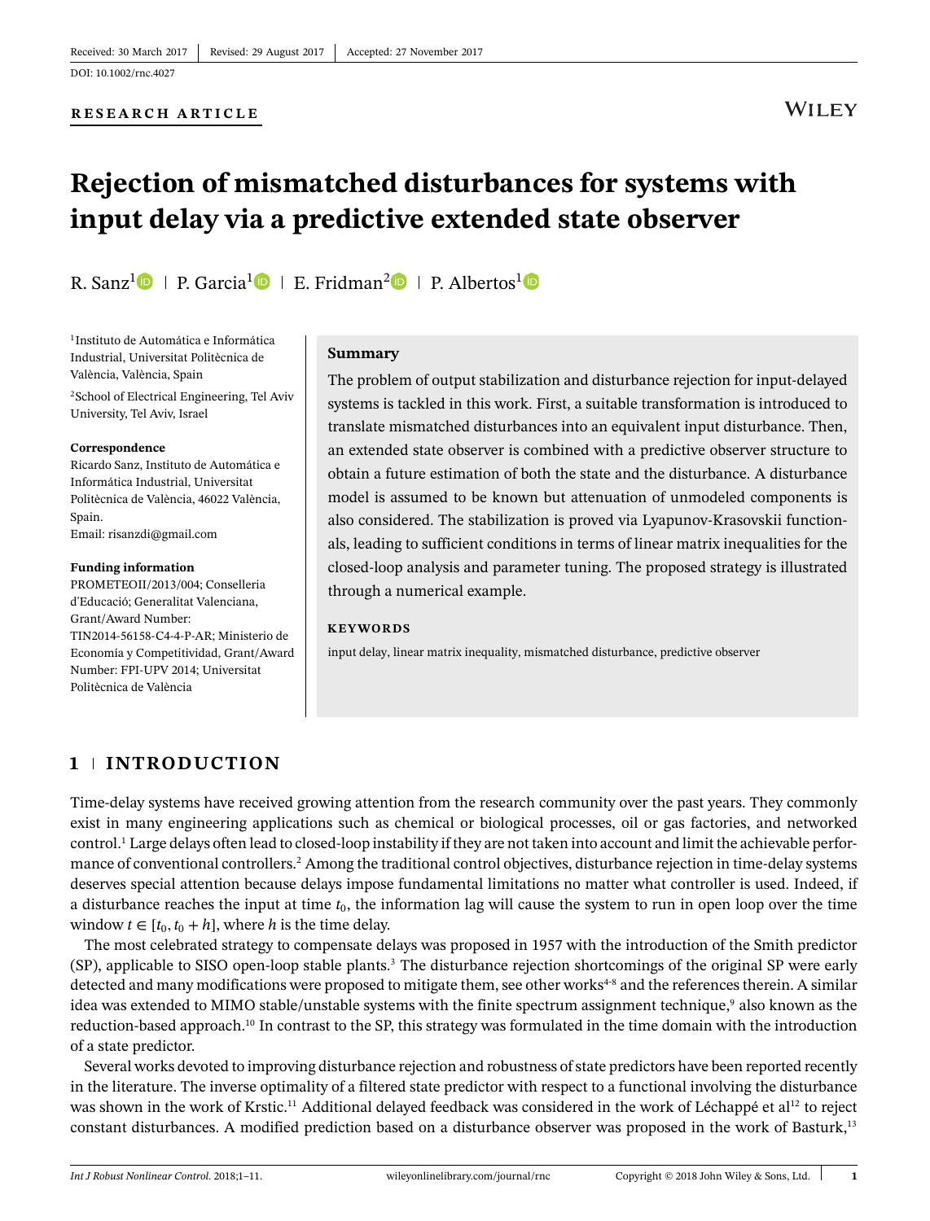Received: 30 March 2017 | Revised: 29 August 2017 | Accepted: 27 November 2017

DOI: 10.1002/rnc.4027

**RESEARCH ARTICLE**

# Rejection of mismatched disturbances for systems with input delay via a predictive extended state observer

R. Sanz[1] | P. Garcia[1] | E. Fridman[2] | P. Albertos[1]

[1]Instituto de Automática e Informática Industrial, Universitat Politècnica de València, València, Spain

[2]School of Electrical Engineering, Tel Aviv University, Tel Aviv, Israel

**Correspondence**

Ricardo Sanz, Instituto de Automática e Informática Industrial, Universitat Politècnica de València, 46022 València, Spain.
Email: risanzdi@gmail.com

**Funding information**

PROMETEOII/2013/004; Conselleria d'Educació; Generalitat Valenciana, Grant/Award Number: TIN2014-56158-C4-4-P-AR; Ministerio de Economía y Competitividad, Grant/Award Number: FPI-UPV 2014; Universitat Politècnica de València

**Summary**

The problem of output stabilization and disturbance rejection for input-delayed systems is tackled in this work. First, a suitable transformation is introduced to translate mismatched disturbances into an equivalent input disturbance. Then, an extended state observer is combined with a predictive observer structure to obtain a future estimation of both the state and the disturbance. A disturbance model is assumed to be known but attenuation of unmodeled components is also considered. The stabilization is proved via Lyapunov-Krasovskii functionals, leading to sufficient conditions in terms of linear matrix inequalities for the closed-loop analysis and parameter tuning. The proposed strategy is illustrated through a numerical example.

**KEYWORDS**

input delay, linear matrix inequality, mismatched disturbance, predictive observer

## 1 | INTRODUCTION

Time-delay systems have received growing attention from the research community over the past years. They commonly exist in many engineering applications such as chemical or biological processes, oil or gas factories, and networked control.[1] Large delays often lead to closed-loop instability if they are not taken into account and limit the achievable performance of conventional controllers.[2] Among the traditional control objectives, disturbance rejection in time-delay systems deserves special attention because delays impose fundamental limitations no matter what controller is used. Indeed, if a disturbance reaches the input at time $t_0$, the information lag will cause the system to run in open loop over the time window $t \in [t_0, t_0 + h]$, where $h$ is the time delay.

The most celebrated strategy to compensate delays was proposed in 1957 with the introduction of the Smith predictor (SP), applicable to SISO open-loop stable plants.[3] The disturbance rejection shortcomings of the original SP were early detected and many modifications were proposed to mitigate them, see other works[4-8] and the references therein. A similar idea was extended to MIMO stable/unstable systems with the finite spectrum assignment technique,[9] also known as the reduction-based approach.[10] In contrast to the SP, this strategy was formulated in the time domain with the introduction of a state predictor.

Several works devoted to improving disturbance rejection and robustness of state predictors have been reported recently in the literature. The inverse optimality of a filtered state predictor with respect to a functional involving the disturbance was shown in the work of Krstic.[11] Additional delayed feedback was considered in the work of Léchappé et al[12] to reject constant disturbances. A modified prediction based on a disturbance observer was proposed in the work of Basturk,[13]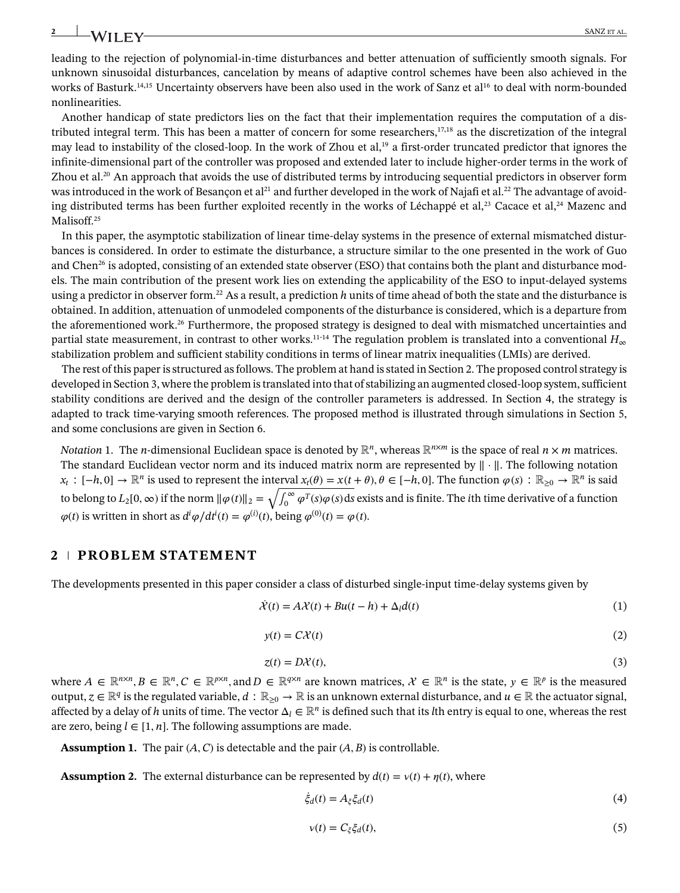leading to the rejection of polynomial-in-time disturbances and better attenuation of sufficiently smooth signals. For unknown sinusoidal disturbances, cancelation by means of adaptive control schemes have been also achieved in the works of Basturk.[14,15] Uncertainty observers have been also used in the work of Sanz et al[16] to deal with norm-bounded nonlinearities.

Another handicap of state predictors lies on the fact that their implementation requires the computation of a distributed integral term. This has been a matter of concern for some researchers,[17,18] as the discretization of the integral may lead to instability of the closed-loop. In the work of Zhou et al,[19] a first-order truncated predictor that ignores the infinite-dimensional part of the controller was proposed and extended later to include higher-order terms in the work of Zhou et al.[20] An approach that avoids the use of distributed terms by introducing sequential predictors in observer form was introduced in the work of Besançon et al[21] and further developed in the work of Najafi et al.[22] The advantage of avoiding distributed terms has been further exploited recently in the works of Léchappé et al,[23] Cacace et al,[24] Mazenc and Malisoff.[25]

In this paper, the asymptotic stabilization of linear time-delay systems in the presence of external mismatched disturbances is considered. In order to estimate the disturbance, a structure similar to the one presented in the work of Guo and Chen[26] is adopted, consisting of an extended state observer (ESO) that contains both the plant and disturbance models. The main contribution of the present work lies on extending the applicability of the ESO to input-delayed systems using a predictor in observer form.[22] As a result, a prediction $h$ units of time ahead of both the state and the disturbance is obtained. In addition, attenuation of unmodeled components of the disturbance is considered, which is a departure from the aforementioned work.[26] Furthermore, the proposed strategy is designed to deal with mismatched uncertainties and partial state measurement, in contrast to other works.[11-14] The regulation problem is translated into a conventional $H_\infty$ stabilization problem and sufficient stability conditions in terms of linear matrix inequalities (LMIs) are derived.

The rest of this paper is structured as follows. The problem at hand is stated in Section 2. The proposed control strategy is developed in Section 3, where the problem is translated into that of stabilizing an augmented closed-loop system, sufficient stability conditions are derived and the design of the controller parameters is addressed. In Section 4, the strategy is adapted to track time-varying smooth references. The proposed method is illustrated through simulations in Section 5, and some conclusions are given in Section 6.

*Notation* 1. The $n$-dimensional Euclidean space is denoted by $\mathbb{R}^n$, whereas $\mathbb{R}^{n\times m}$ is the space of real $n \times m$ matrices. The standard Euclidean vector norm and its induced matrix norm are represented by $\|\cdot\|$. The following notation $x_t : [-h, 0] \to \mathbb{R}^n$ is used to represent the interval $x_t(\theta) = x(t+\theta), \theta \in [-h, 0]$. The function $\varphi(s) : \mathbb{R}_{\geq 0} \to \mathbb{R}^n$ is said to belong to $L_2[0, \infty)$ if the norm $\|\varphi(t)\|_2 = \sqrt{\int_0^\infty \varphi^T(s)\varphi(s)ds}$ exists and is finite. The $i$th time derivative of a function $\varphi(t)$ is written in short as $d^i\varphi/dt^i(t) = \varphi^{(i)}(t)$, being $\varphi^{(0)}(t) = \varphi(t)$.

## 2 | PROBLEM STATEMENT

The developments presented in this paper consider a class of disturbed single-input time-delay systems given by

$$\dot{\mathcal{X}}(t) = A\mathcal{X}(t) + Bu(t-h) + \Delta_l d(t) \tag{1}$$

$$y(t) = C\mathcal{X}(t) \tag{2}$$

$$z(t) = D\mathcal{X}(t), \tag{3}$$

where $A \in \mathbb{R}^{n\times n}, B \in \mathbb{R}^n, C \in \mathbb{R}^{p\times n}$, and $D \in \mathbb{R}^{q\times n}$ are known matrices, $\mathcal{X} \in \mathbb{R}^n$ is the state, $y \in \mathbb{R}^p$ is the measured output, $z \in \mathbb{R}^q$ is the regulated variable, $d : \mathbb{R}_{\geq 0} \to \mathbb{R}$ is an unknown external disturbance, and $u \in \mathbb{R}$ the actuator signal, affected by a delay of $h$ units of time. The vector $\Delta_l \in \mathbb{R}^n$ is defined such that its $l$th entry is equal to one, whereas the rest are zero, being $l \in [1, n]$. The following assumptions are made.

**Assumption 1.** The pair $(A, C)$ is detectable and the pair $(A, B)$ is controllable.

**Assumption 2.** The external disturbance can be represented by $d(t) = \nu(t) + \eta(t)$, where

$$\dot{\xi}_d(t) = A_\xi \xi_d(t) \tag{4}$$

$$\nu(t) = C_\xi \xi_d(t), \tag{5}$$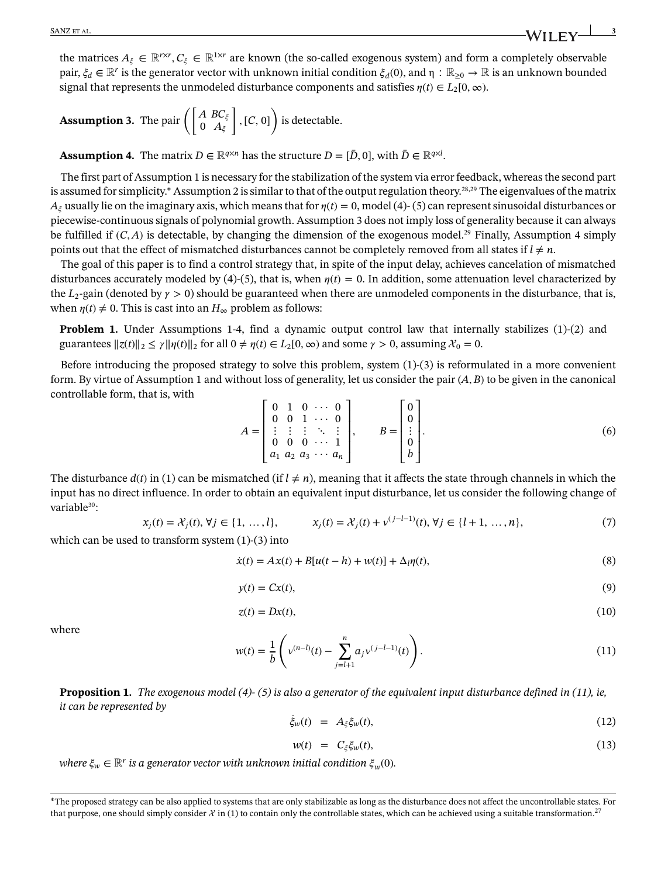the matrices $A_\xi \in \mathbb{R}^{r\times r}, C_\xi \in \mathbb{R}^{1\times r}$ are known (the so-called exogenous system) and form a completely observable pair, $\xi_d \in \mathbb{R}^r$ is the generator vector with unknown initial condition $\xi_d(0)$, and $\eta : \mathbb{R}_{\geq 0} \to \mathbb{R}$ is an unknown bounded signal that represents the unmodeled disturbance components and satisfies $\eta(t) \in L_2[0, \infty)$.

**Assumption 3.** The pair $\left( \begin{bmatrix} A & BC_\xi \\ 0 & A_\xi \end{bmatrix}, [C, 0] \right)$ is detectable.

**Assumption 4.** The matrix $D \in \mathbb{R}^{q\times n}$ has the structure $D = [\bar{D}, 0]$, with $\bar{D} \in \mathbb{R}^{q\times l}$.

The first part of Assumption 1 is necessary for the stabilization of the system via error feedback, whereas the second part is assumed for simplicity.* Assumption 2 is similar to that of the output regulation theory.[28,29] The eigenvalues of the matrix $A_\xi$ usually lie on the imaginary axis, which means that for $\eta(t) = 0$, model (4)-(5) can represent sinusoidal disturbances or piecewise-continuous signals of polynomial growth. Assumption 3 does not imply loss of generality because it can always be fulfilled if $(C, A)$ is detectable, by changing the dimension of the exogenous model.[29] Finally, Assumption 4 simply points out that the effect of mismatched disturbances cannot be completely removed from all states if $l \neq n$.

The goal of this paper is to find a control strategy that, in spite of the input delay, achieves cancelation of mismatched disturbances accurately modeled by (4)-(5), that is, when $\eta(t) = 0$. In addition, some attenuation level characterized by the $L_2$-gain (denoted by $\gamma > 0$) should be guaranteed when there are unmodeled components in the disturbance, that is, when $\eta(t) \neq 0$. This is cast into an $H_\infty$ problem as follows:

**Problem 1.** Under Assumptions 1-4, find a dynamic output control law that internally stabilizes (1)-(2) and guarantees $\|z(t)\|_2 \leq \gamma \|\eta(t)\|_2$ for all $0 \neq \eta(t) \in L_2[0, \infty)$ and some $\gamma > 0$, assuming $\mathcal{X}_0 = 0$.

Before introducing the proposed strategy to solve this problem, system (1)-(3) is reformulated in a more convenient form. By virtue of Assumption 1 and without loss of generality, let us consider the pair $(A, B)$ to be given in the canonical controllable form, that is, with

$$A = \begin{bmatrix} 0 & 1 & 0 & \cdots & 0 \\ 0 & 0 & 1 & \cdots & 0 \\ \vdots & \vdots & \vdots & \ddots & \vdots \\ 0 & 0 & 0 & \cdots & 1 \\ a_1 & a_2 & a_3 & \cdots & a_n \end{bmatrix}, \qquad B = \begin{bmatrix} 0 \\ 0 \\ \vdots \\ 0 \\ b \end{bmatrix}. \tag{6}$$

The disturbance $d(t)$ in (1) can be mismatched (if $l \neq n$), meaning that it affects the state through channels in which the input has no direct influence. In order to obtain an equivalent input disturbance, let us consider the following change of variable[30]:

$$x_j(t) = \mathcal{X}_j(t), \forall j \in \{1, \ldots, l\}, \qquad x_j(t) = \mathcal{X}_j(t) + \nu^{(j-l-1)}(t), \forall j \in \{l+1, \ldots, n\}, \tag{7}$$

which can be used to transform system (1)-(3) into

$$\dot{x}(t) = Ax(t) + B[u(t-h) + w(t)] + \Delta_l \eta(t), \tag{8}$$

$$y(t) = Cx(t), \tag{9}$$

$$z(t) = Dx(t), \tag{10}$$

where

$$w(t) = \frac{1}{b}\left( \nu^{(n-l)}(t) - \sum_{j=l+1}^{n} a_j \nu^{(j-l-1)}(t) \right). \tag{11}$$

**Proposition 1.** *The exogenous model (4)- (5) is also a generator of the equivalent input disturbance defined in (11), ie, it can be represented by*

$$\dot{\xi}_w(t) = A_\xi \xi_w(t), \tag{12}$$

$$w(t) = C_\xi \xi_w(t), \tag{13}$$

*where $\xi_w \in \mathbb{R}^r$ is a generator vector with unknown initial condition $\xi_w(0)$.*

*The proposed strategy can be also applied to systems that are only stabilizable as long as the disturbance does not affect the uncontrollable states. For that purpose, one should simply consider $\mathcal{X}$ in (1) to contain only the controllable states, which can be achieved using a suitable transformation.[27]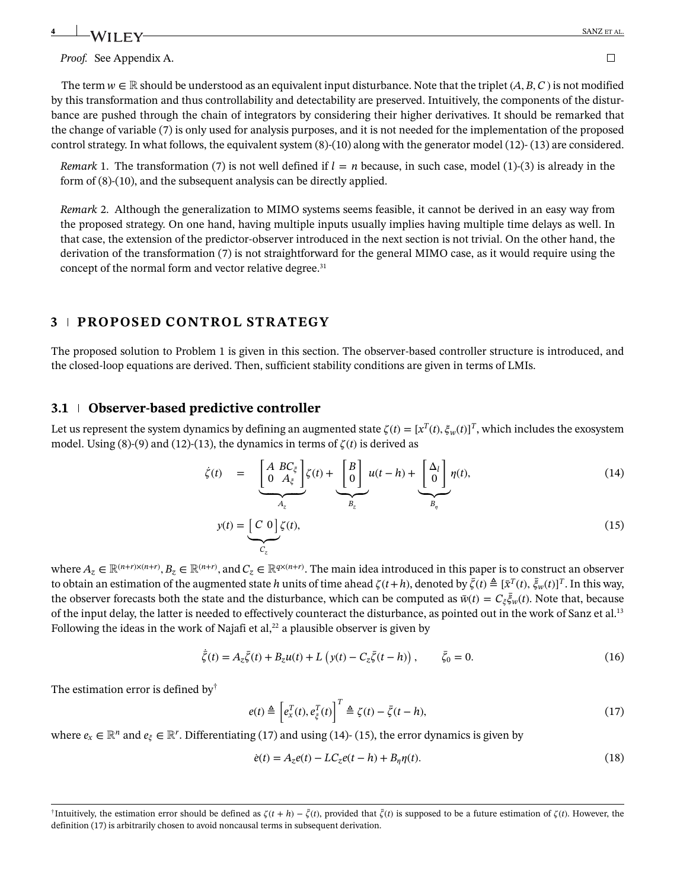*Proof.* See Appendix A. □

The term $w \in \mathbb{R}$ should be understood as an equivalent input disturbance. Note that the triplet $(A, B, C)$ is not modified by this transformation and thus controllability and detectability are preserved. Intuitively, the components of the disturbance are pushed through the chain of integrators by considering their higher derivatives. It should be remarked that the change of variable (7) is only used for analysis purposes, and it is not needed for the implementation of the proposed control strategy. In what follows, the equivalent system (8)-(10) along with the generator model (12)- (13) are considered.

*Remark* 1. The transformation (7) is not well defined if $l = n$ because, in such case, model (1)-(3) is already in the form of (8)-(10), and the subsequent analysis can be directly applied.

*Remark* 2. Although the generalization to MIMO systems seems feasible, it cannot be derived in an easy way from the proposed strategy. On one hand, having multiple inputs usually implies having multiple time delays as well. In that case, the extension of the predictor-observer introduced in the next section is not trivial. On the other hand, the derivation of the transformation (7) is not straightforward for the general MIMO case, as it would require using the concept of the normal form and vector relative degree.[31]

## 3 | PROPOSED CONTROL STRATEGY

The proposed solution to Problem 1 is given in this section. The observer-based controller structure is introduced, and the closed-loop equations are derived. Then, sufficient stability conditions are given in terms of LMIs.

### 3.1 | Observer-based predictive controller

Let us represent the system dynamics by defining an augmented state $\zeta(t) = [x^T(t), \xi_w(t)]^T$, which includes the exosystem model. Using (8)-(9) and (12)-(13), the dynamics in terms of $\zeta(t)$ is derived as

$$
\dot{\zeta}(t) = \underbrace{\begin{bmatrix} A & BC_\xi \\ 0 & A_\xi \end{bmatrix}}_{A_z} \zeta(t) + \underbrace{\begin{bmatrix} B \\ 0 \end{bmatrix}}_{B_z} u(t-h) + \underbrace{\begin{bmatrix} \Delta_l \\ 0 \end{bmatrix}}_{B_\eta} \eta(t), \tag{14}
$$

$$
y(t) = \underbrace{\begin{bmatrix} C & 0 \end{bmatrix}}_{C_z} \zeta(t), \tag{15}
$$

where $A_z \in \mathbb{R}^{(n+r)\times(n+r)}$, $B_z \in \mathbb{R}^{(n+r)}$, and $C_z \in \mathbb{R}^{q\times(n+r)}$. The main idea introduced in this paper is to construct an observer to obtain an estimation of the augmented state $h$ units of time ahead $\zeta(t+h)$, denoted by $\bar{\zeta}(t) \triangleq [\bar{x}^T(t), \bar{\xi}_w(t)]^T$. In this way, the observer forecasts both the state and the disturbance, which can be computed as $\bar{w}(t) = C_\xi \bar{\xi}_w(t)$. Note that, because of the input delay, the latter is needed to effectively counteract the disturbance, as pointed out in the work of Sanz et al.[13] Following the ideas in the work of Najafi et al,[22] a plausible observer is given by

$$
\dot{\bar{\zeta}}(t) = A_z \bar{\zeta}(t) + B_z u(t) + L\left(y(t) - C_z \bar{\zeta}(t-h)\right), \qquad \bar{\zeta}_0 = 0. \tag{16}
$$

The estimation error is defined by[†]

$$
e(t) \triangleq \left[e_x^T(t), e_\xi^T(t)\right]^T \triangleq \zeta(t) - \bar{\zeta}(t-h), \tag{17}
$$

where $e_x \in \mathbb{R}^n$ and $e_\xi \in \mathbb{R}^r$. Differentiating (17) and using (14)- (15), the error dynamics is given by

$$
\dot{e}(t) = A_z e(t) - LC_z e(t-h) + B_\eta \eta(t). \tag{18}
$$

[†] Intuitively, the estimation error should be defined as $\zeta(t+h) - \bar{\zeta}(t)$, provided that $\bar{\zeta}(t)$ is supposed to be a future estimation of $\zeta(t)$. However, the definition (17) is arbitrarily chosen to avoid noncausal terms in subsequent derivation.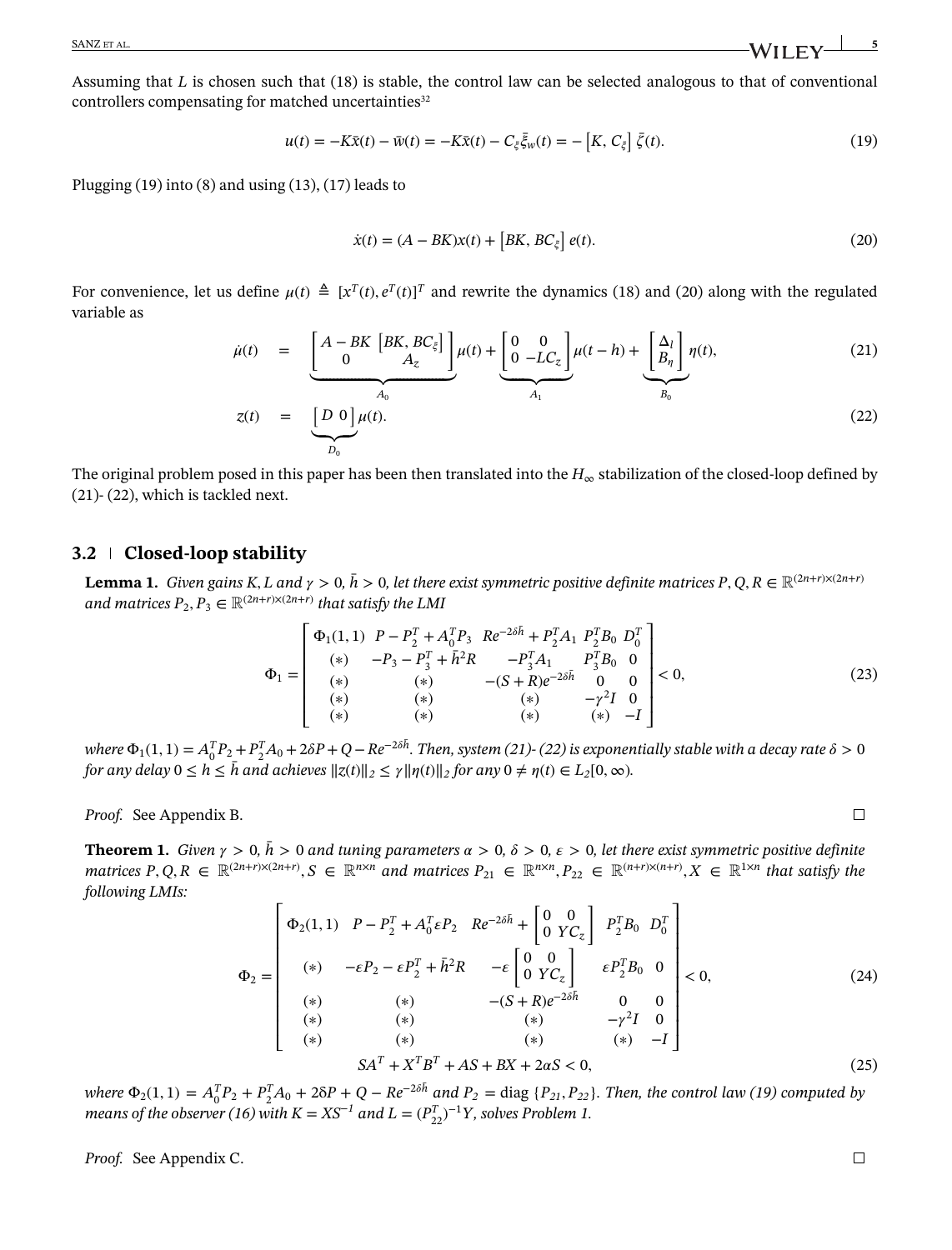Assuming that $L$ is chosen such that (18) is stable, the control law can be selected analogous to that of conventional controllers compensating for matched uncertainties[32]

$$u(t) = -K\bar{x}(t) - \bar{w}(t) = -K\bar{x}(t) - C_\xi \bar{\xi}_w(t) = -\left[K,\, C_\xi\right] \bar{\zeta}(t). \tag{19}$$

Plugging (19) into (8) and using (13), (17) leads to

$$\dot{x}(t) = (A - BK)x(t) + \left[BK,\, BC_\xi\right] e(t). \tag{20}$$

For convenience, let us define $\mu(t) \triangleq [x^T(t), e^T(t)]^T$ and rewrite the dynamics (18) and (20) along with the regulated variable as

$$\dot{\mu}(t) = \underbrace{\begin{bmatrix} A - BK & \left[BK, BC_\xi\right] \\ 0 & A_z \end{bmatrix}}_{A_0} \mu(t) + \underbrace{\begin{bmatrix} 0 & 0 \\ 0 & -LC_z \end{bmatrix}}_{A_1} \mu(t-h) + \underbrace{\begin{bmatrix} \Delta_l \\ B_\eta \end{bmatrix}}_{B_0} \eta(t), \tag{21}$$

$$z(t) = \underbrace{\begin{bmatrix} D & 0 \end{bmatrix}}_{D_0} \mu(t). \tag{22}$$

The original problem posed in this paper has been then translated into the $H_\infty$ stabilization of the closed-loop defined by (21)- (22), which is tackled next.

## 3.2 | Closed-loop stability

**Lemma 1.** *Given gains $K, L$ and $\gamma > 0$, $\bar{h} > 0$, let there exist symmetric positive definite matrices $P, Q, R \in \mathbb{R}^{(2n+r)\times(2n+r)}$ and matrices $P_2, P_3 \in \mathbb{R}^{(2n+r)\times(2n+r)}$ that satisfy the LMI*

$$\Phi_1 = \begin{bmatrix} \Phi_1(1,1) & P - P_2^T + A_0^T P_3 & Re^{-2\delta\bar{h}} + P_2^T A_1 & P_2^T B_0 & D_0^T \\ (*) & -P_3 - P_3^T + \bar{h}^2 R & -P_3^T A_1 & P_3^T B_0 & 0 \\ (*) & (*) & -(S+R)e^{-2\delta\bar{h}} & 0 & 0 \\ (*) & (*) & (*) & -\gamma^2 I & 0 \\ (*) & (*) & (*) & (*) & -I \end{bmatrix} < 0, \tag{23}$$

*where $\Phi_1(1,1) = A_0^T P_2 + P_2^T A_0 + 2\delta P + Q - Re^{-2\delta\bar{h}}$. Then, system (21)- (22) is exponentially stable with a decay rate $\delta > 0$ for any delay $0 \le h \le \bar{h}$ and achieves $\|z(t)\|_2 \le \gamma \|\eta(t)\|_2$ for any $0 \ne \eta(t) \in L_2[0, \infty)$.*

*Proof.* See Appendix B. □

**Theorem 1.** *Given $\gamma > 0$, $\bar{h} > 0$ and tuning parameters $\alpha > 0$, $\delta > 0$, $\varepsilon > 0$, let there exist symmetric positive definite matrices $P, Q, R \in \mathbb{R}^{(2n+r)\times(2n+r)}$, $S \in \mathbb{R}^{n\times n}$ and matrices $P_{21} \in \mathbb{R}^{n\times n}$, $P_{22} \in \mathbb{R}^{(n+r)\times(n+r)}$, $X \in \mathbb{R}^{1\times n}$ that satisfy the following LMIs:*

$$\Phi_2 = \begin{bmatrix} \Phi_2(1,1) & P - P_2^T + A_0^T \varepsilon P_2 & Re^{-2\delta\bar{h}} + \begin{bmatrix} 0 & 0 \\ 0 & YC_z \end{bmatrix} & P_2^T B_0 & D_0^T \\ (*) & -\varepsilon P_2 - \varepsilon P_2^T + \bar{h}^2 R & -\varepsilon \begin{bmatrix} 0 & 0 \\ 0 & YC_z \end{bmatrix} & \varepsilon P_2^T B_0 & 0 \\ (*) & (*) & -(S+R)e^{-2\delta\bar{h}} & 0 & 0 \\ (*) & (*) & (*) & -\gamma^2 I & 0 \\ (*) & (*) & (*) & (*) & -I \end{bmatrix} < 0, \tag{24}$$

$$SA^T + X^T B^T + AS + BX + 2\alpha S < 0, \tag{25}$$

*where $\Phi_2(1,1) = A_0^T P_2 + P_2^T A_0 + 2\delta P + Q - Re^{-2\delta\bar{h}}$ and $P_2 = \text{diag}\{P_{21}, P_{22}\}$. Then, the control law (19) computed by means of the observer (16) with $K = XS^{-1}$ and $L = (P_{22}^T)^{-1} Y$, solves Problem 1.*

*Proof.* See Appendix C. □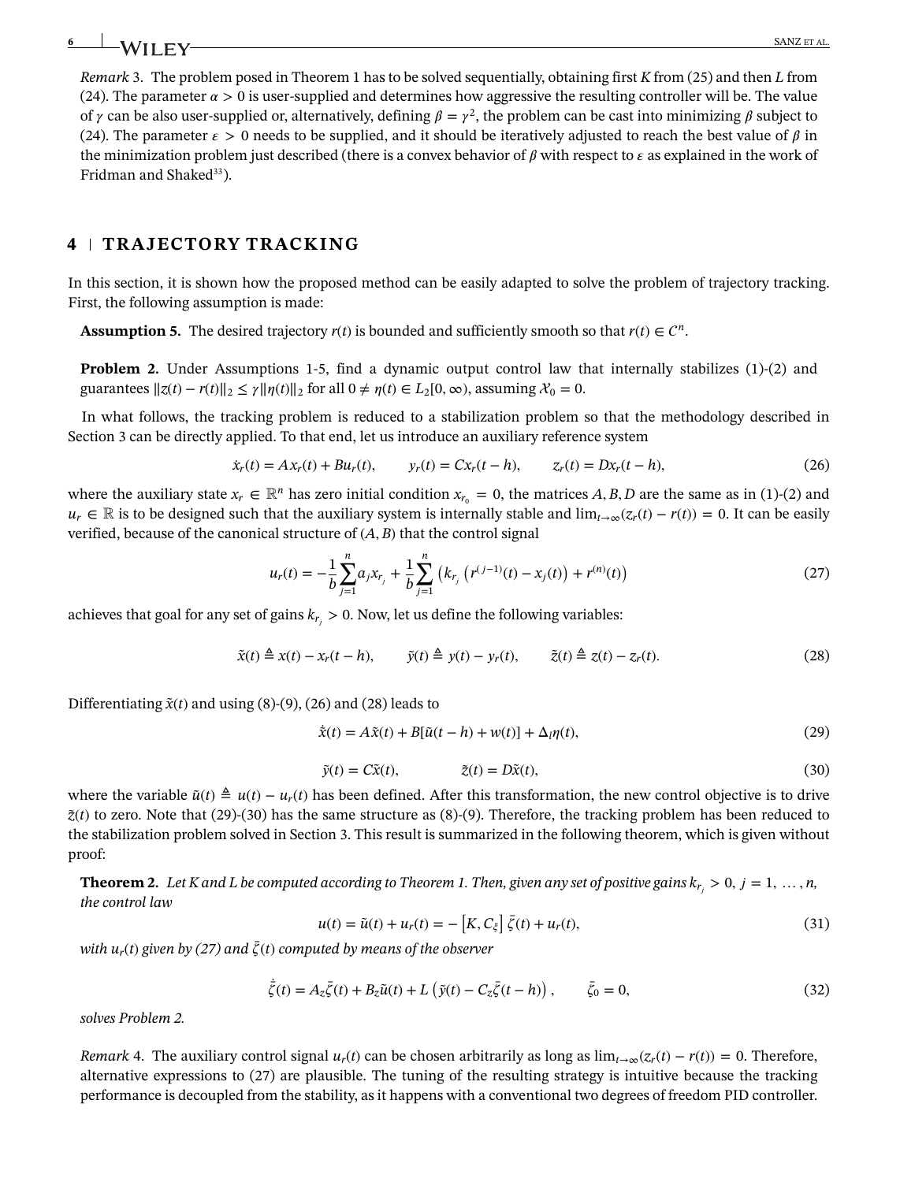*Remark* 3. The problem posed in Theorem 1 has to be solved sequentially, obtaining first $K$ from (25) and then $L$ from (24). The parameter $\alpha > 0$ is user-supplied and determines how aggressive the resulting controller will be. The value of $\gamma$ can be also user-supplied or, alternatively, defining $\beta = \gamma^2$, the problem can be cast into minimizing $\beta$ subject to (24). The parameter $\epsilon > 0$ needs to be supplied, and it should be iteratively adjusted to reach the best value of $\beta$ in the minimization problem just described (there is a convex behavior of $\beta$ with respect to $\epsilon$ as explained in the work of Fridman and Shaked[33]).

## 4 | TRAJECTORY TRACKING

In this section, it is shown how the proposed method can be easily adapted to solve the problem of trajectory tracking. First, the following assumption is made:

**Assumption 5.** The desired trajectory $r(t)$ is bounded and sufficiently smooth so that $r(t) \in C^n$.

**Problem 2.** Under Assumptions 1-5, find a dynamic output control law that internally stabilizes (1)-(2) and guarantees $\|z(t) - r(t)\|_2 \leq \gamma \|\eta(t)\|_2$ for all $0 \neq \eta(t) \in L_2[0, \infty)$, assuming $\mathcal{X}_0 = 0$.

In what follows, the tracking problem is reduced to a stabilization problem so that the methodology described in Section 3 can be directly applied. To that end, let us introduce an auxiliary reference system

$$\dot{x}_r(t) = Ax_r(t) + Bu_r(t), \qquad y_r(t) = Cx_r(t-h), \qquad z_r(t) = Dx_r(t-h), \tag{26}$$

where the auxiliary state $x_r \in \mathbb{R}^n$ has zero initial condition $x_{r_0} = 0$, the matrices $A, B, D$ are the same as in (1)-(2) and $u_r \in \mathbb{R}$ is to be designed such that the auxiliary system is internally stable and $\lim_{t\to\infty}(z_r(t) - r(t)) = 0$. It can be easily verified, because of the canonical structure of $(A, B)$ that the control signal

$$u_r(t) = -\frac{1}{b}\sum_{j=1}^{n} a_j x_{r_j} + \frac{1}{b}\sum_{j=1}^{n}\left(k_{r_j}\left(r^{(j-1)}(t) - x_j(t)\right) + r^{(n)}(t)\right) \tag{27}$$

achieves that goal for any set of gains $k_{r_j} > 0$. Now, let us define the following variables:

$$\tilde{x}(t) \triangleq x(t) - x_r(t-h), \qquad \tilde{y}(t) \triangleq y(t) - y_r(t), \qquad \tilde{z}(t) \triangleq z(t) - z_r(t). \tag{28}$$

Differentiating $\tilde{x}(t)$ and using (8)-(9), (26) and (28) leads to

$$\dot{\tilde{x}}(t) = A\tilde{x}(t) + B[\tilde{u}(t-h) + w(t)] + \Delta_l \eta(t), \tag{29}$$

$$\tilde{y}(t) = C\tilde{x}(t), \qquad \tilde{z}(t) = D\tilde{x}(t), \tag{30}$$

where the variable $\tilde{u}(t) \triangleq u(t) - u_r(t)$ has been defined. After this transformation, the new control objective is to drive $\tilde{z}(t)$ to zero. Note that (29)-(30) has the same structure as (8)-(9). Therefore, the tracking problem has been reduced to the stabilization problem solved in Section 3. This result is summarized in the following theorem, which is given without proof:

**Theorem 2.** *Let $K$ and $L$ be computed according to Theorem 1. Then, given any set of positive gains $k_{r_j} > 0$, $j = 1, \ldots, n$, the control law*

$$u(t) = \tilde{u}(t) + u_r(t) = -\left[K, C_\xi\right]\bar{\zeta}(t) + u_r(t), \tag{31}$$

*with $u_r(t)$ given by (27) and $\bar{\zeta}(t)$ computed by means of the observer*

$$\dot{\bar{\zeta}}(t) = A_z\bar{\zeta}(t) + B_z\tilde{u}(t) + L\left(\tilde{y}(t) - C_z\bar{\zeta}(t-h)\right), \qquad \bar{\zeta}_0 = 0, \tag{32}$$

*solves Problem 2.*

*Remark* 4. The auxiliary control signal $u_r(t)$ can be chosen arbitrarily as long as $\lim_{t\to\infty}(z_r(t) - r(t)) = 0$. Therefore, alternative expressions to (27) are plausible. The tuning of the resulting strategy is intuitive because the tracking performance is decoupled from the stability, as it happens with a conventional two degrees of freedom PID controller.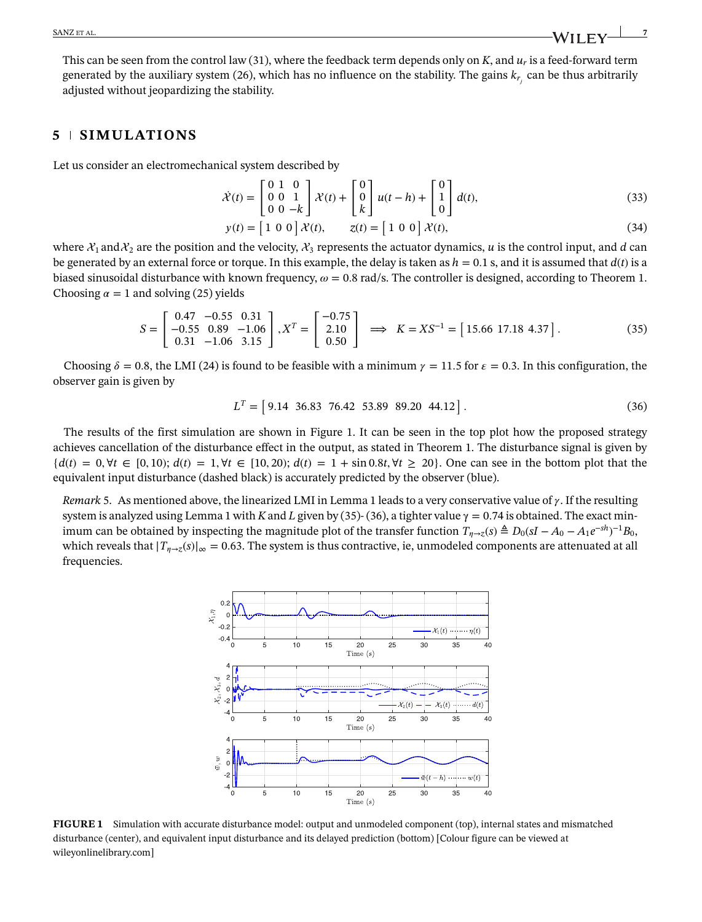This can be seen from the control law (31), where the feedback term depends only on $K$, and $u_r$ is a feed-forward term generated by the auxiliary system (26), which has no influence on the stability. The gains $k_{r_j}$ can be thus arbitrarily adjusted without jeopardizing the stability.

## 5 | SIMULATIONS

Let us consider an electromechanical system described by

$$\dot{\mathcal{X}}(t) = \begin{bmatrix} 0 & 1 & 0 \\ 0 & 0 & 1 \\ 0 & 0 & -k \end{bmatrix} \mathcal{X}(t) + \begin{bmatrix} 0 \\ 0 \\ k \end{bmatrix} u(t-h) + \begin{bmatrix} 0 \\ 1 \\ 0 \end{bmatrix} d(t), \tag{33}$$

$$y(t) = \begin{bmatrix} 1 & 0 & 0 \end{bmatrix} \mathcal{X}(t), \qquad z(t) = \begin{bmatrix} 1 & 0 & 0 \end{bmatrix} \mathcal{X}(t), \tag{34}$$

where $\mathcal{X}_1$ and $\mathcal{X}_2$ are the position and the velocity, $\mathcal{X}_3$ represents the actuator dynamics, $u$ is the control input, and $d$ can be generated by an external force or torque. In this example, the delay is taken as $h = 0.1$ s, and it is assumed that $d(t)$ is a biased sinusoidal disturbance with known frequency, $\omega = 0.8$ rad/s. The controller is designed, according to Theorem 1. Choosing $\alpha = 1$ and solving (25) yields

$$S = \begin{bmatrix} 0.47 & -0.55 & 0.31 \\ -0.55 & 0.89 & -1.06 \\ 0.31 & -1.06 & 3.15 \end{bmatrix}, X^T = \begin{bmatrix} -0.75 \\ 2.10 \\ 0.50 \end{bmatrix} \implies K = XS^{-1} = \begin{bmatrix} 15.66 & 17.18 & 4.37 \end{bmatrix}. \tag{35}$$

Choosing $\delta = 0.8$, the LMI (24) is found to be feasible with a minimum $\gamma = 11.5$ for $\epsilon = 0.3$. In this configuration, the observer gain is given by

$$L^T = \begin{bmatrix} 9.14 & 36.83 & 76.42 & 53.89 & 89.20 & 44.12 \end{bmatrix}. \tag{36}$$

The results of the first simulation are shown in Figure 1. It can be seen in the top plot how the proposed strategy achieves cancellation of the disturbance effect in the output, as stated in Theorem 1. The disturbance signal is given by $\{d(t) = 0, \forall t \in [0, 10);\ d(t) = 1, \forall t \in [10, 20);\ d(t) = 1 + \sin 0.8t, \forall t \geq 20\}$. One can see in the bottom plot that the equivalent input disturbance (dashed black) is accurately predicted by the observer (blue).

*Remark* 5. As mentioned above, the linearized LMI in Lemma 1 leads to a very conservative value of $\gamma$. If the resulting system is analyzed using Lemma 1 with $K$ and $L$ given by (35)-(36), a tighter value $\gamma = 0.74$ is obtained. The exact minimum can be obtained by inspecting the magnitude plot of the transfer function $T_{\eta \to z}(s) \triangleq D_0(sI - A_0 - A_1 e^{-sh})^{-1} B_0$, which reveals that $|T_{\eta \to z}(s)|_\infty = 0.63$. The system is thus contractive, ie, unmodeled components are attenuated at all frequencies.

$\mathcal{X}_1, \eta$
0.2
0
-0.2
-0.4
$\mathcal{X}_1(t)$ $\eta(t)$
0 5 10 15 20 25 30 35 40
Time (s)

$\mathcal{X}_2, \mathcal{X}_3, d$
4
2
0
-2
-4
$\mathcal{X}_2(t)$ $\mathcal{X}_3(t)$ $d(t)$
0 5 10 15 20 25 30 35 40
Time (s)

$\bar{w}, w$
4
2
0
-2
-4
$\bar{w}(t-h)$ $w(t)$
0 5 10 15 20 25 30 35 40
Time (s)

**FIGURE 1** Simulation with accurate disturbance model: output and unmodeled component (top), internal states and mismatched disturbance (center), and equivalent input disturbance and its delayed prediction (bottom) [Colour figure can be viewed at wileyonlinelibrary.com]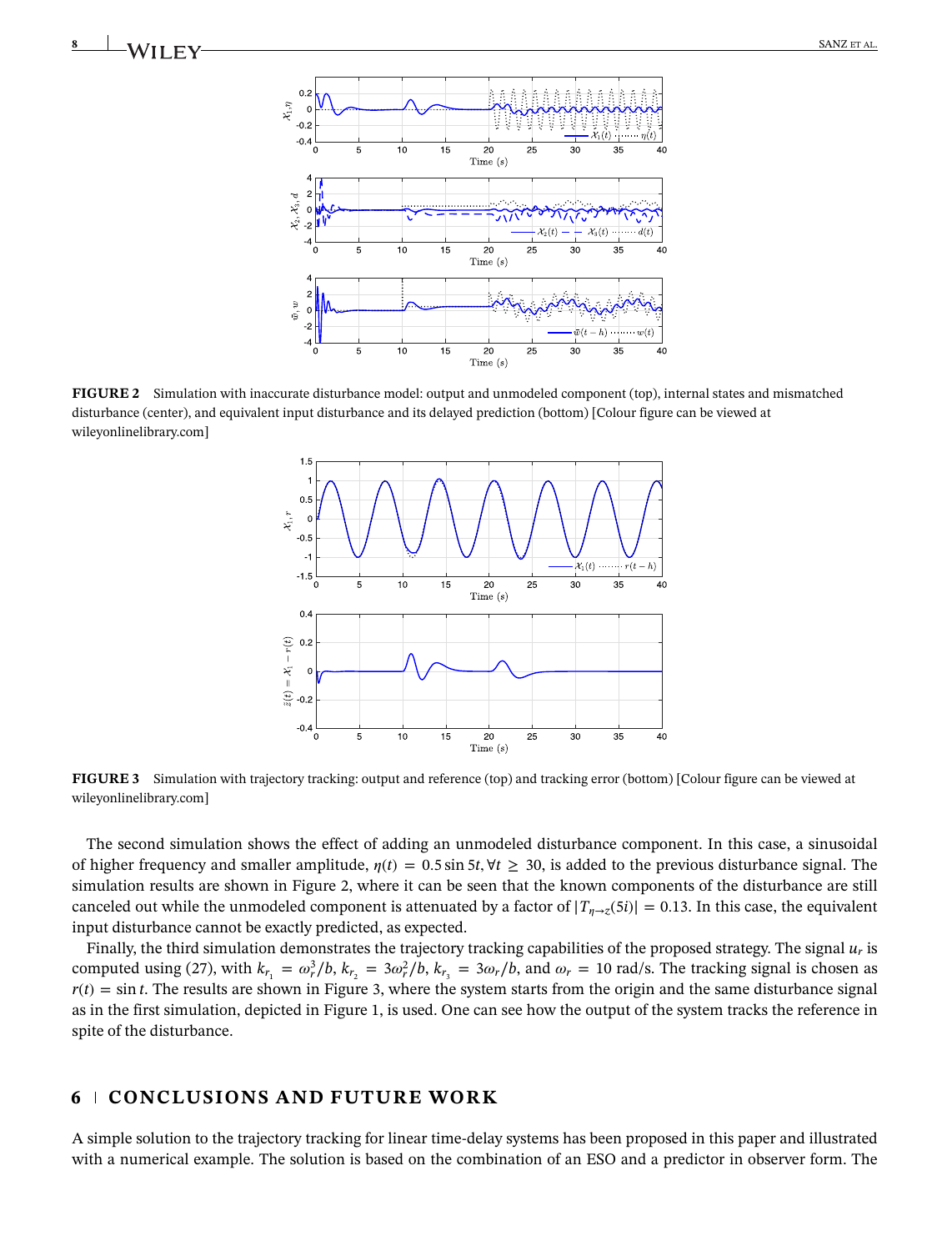0.2
0
-0.2
-0.4
0 5 10 15 20 25 30 35 40
Time (s)
$\mathcal{X}_1, \eta$
$\mathcal{X}_1(t)$ $\eta(t)$

4
2
0
-2
-4
0 5 10 15 20 25 30 35 40
Time (s)
$\mathcal{X}_2, \mathcal{X}_3, d$
$\mathcal{X}_2(t)$ $\mathcal{X}_3(t)$ $d(t)$

4
2
0
-2
-4
0 5 10 15 20 25 30 35 40
Time (s)
$\bar{\omega}, w$
$\bar{\omega}(t-h)$ $w(t)$

**FIGURE 2** Simulation with inaccurate disturbance model: output and unmodeled component (top), internal states and mismatched disturbance (center), and equivalent input disturbance and its delayed prediction (bottom) [Colour figure can be viewed at wileyonlinelibrary.com]

1.5
1
0.5
0
-0.5
-1
-1.5
0 5 10 15 20 25 30 35 40
Time (s)
$\mathcal{X}_1, r$
$\mathcal{X}_1(t)$ $r(t-h)$

0.4
0.2
0
-0.2
-0.4
0 5 10 15 20 25 30 35 40
Time (s)
$\tilde{z}(t) = \mathcal{X}_1 - r(t)$

**FIGURE 3** Simulation with trajectory tracking: output and reference (top) and tracking error (bottom) [Colour figure can be viewed at wileyonlinelibrary.com]

The second simulation shows the effect of adding an unmodeled disturbance component. In this case, a sinusoidal of higher frequency and smaller amplitude, $\eta(t) = 0.5 \sin 5t, \forall t \geq 30$, is added to the previous disturbance signal. The simulation results are shown in Figure 2, where it can be seen that the known components of the disturbance are still canceled out while the unmodeled component is attenuated by a factor of $|T_{\eta \to z}(5i)| = 0.13$. In this case, the equivalent input disturbance cannot be exactly predicted, as expected.

Finally, the third simulation demonstrates the trajectory tracking capabilities of the proposed strategy. The signal $u_r$ is computed using (27), with $k_{r_1} = \omega_r^3/b$, $k_{r_2} = 3\omega_r^2/b$, $k_{r_3} = 3\omega_r/b$, and $\omega_r = 10$ rad/s. The tracking signal is chosen as $r(t) = \sin t$. The results are shown in Figure 3, where the system starts from the origin and the same disturbance signal as in the first simulation, depicted in Figure 1, is used. One can see how the output of the system tracks the reference in spite of the disturbance.

## 6 CONCLUSIONS AND FUTURE WORK

A simple solution to the trajectory tracking for linear time-delay systems has been proposed in this paper and illustrated with a numerical example. The solution is based on the combination of an ESO and a predictor in observer form. The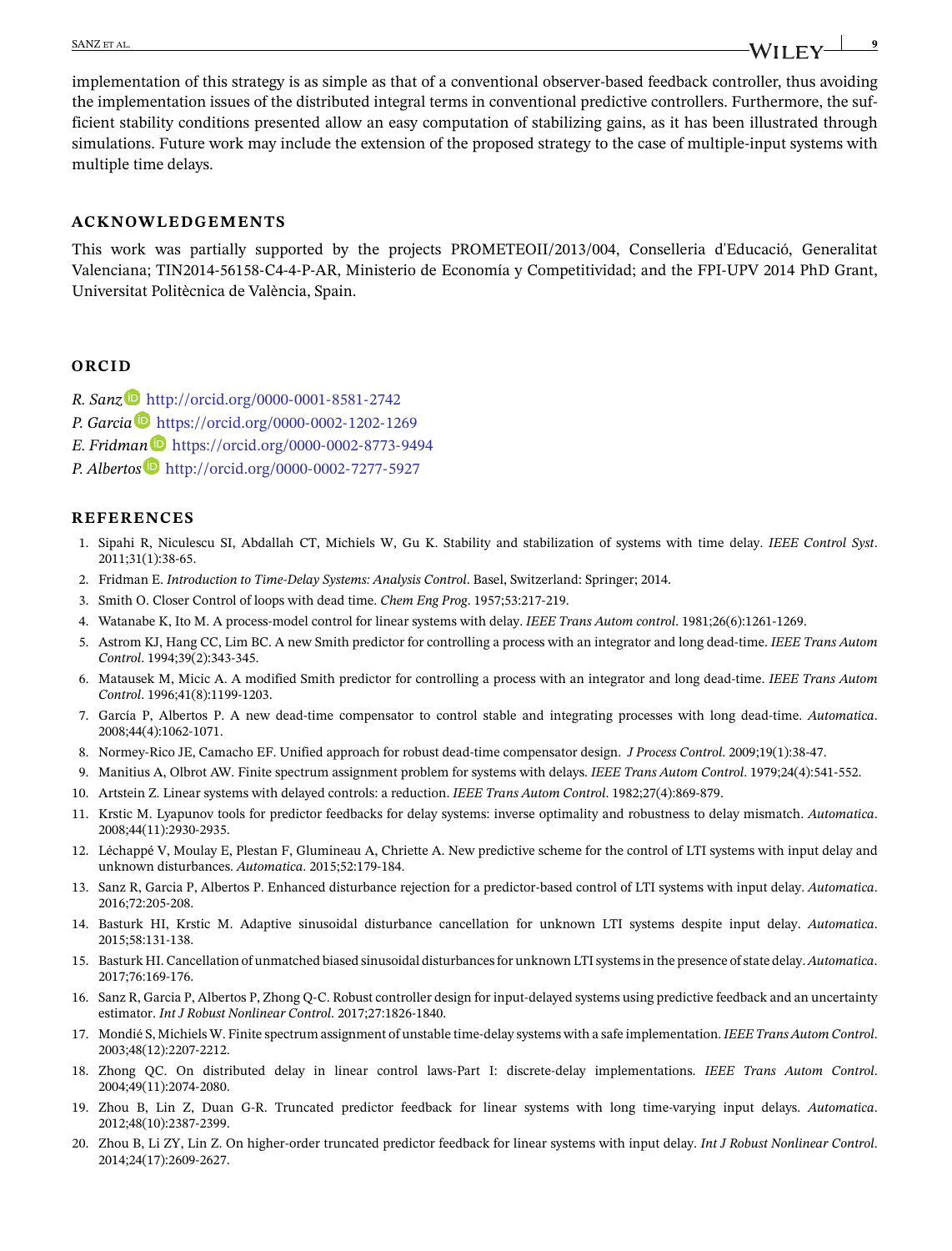implementation of this strategy is as simple as that of a conventional observer-based feedback controller, thus avoiding the implementation issues of the distributed integral terms in conventional predictive controllers. Furthermore, the sufficient stability conditions presented allow an easy computation of stabilizing gains, as it has been illustrated through simulations. Future work may include the extension of the proposed strategy to the case of multiple-input systems with multiple time delays.

## ACKNOWLEDGEMENTS

This work was partially supported by the projects PROMETEOII/2013/004, Conselleria d'Educació, Generalitat Valenciana; TIN2014-56158-C4-4-P-AR, Ministerio de Economía y Competitividad; and the FPI-UPV 2014 PhD Grant, Universitat Politècnica de València, Spain.

## ORCID

*R. Sanz* http://orcid.org/0000-0001-8581-2742
*P. Garcia* https://orcid.org/0000-0002-1202-1269
*E. Fridman* https://orcid.org/0000-0002-8773-9494
*P. Albertos* http://orcid.org/0000-0002-7277-5927

## REFERENCES

1. Sipahi R, Niculescu SI, Abdallah CT, Michiels W, Gu K. Stability and stabilization of systems with time delay. *IEEE Control Syst*. 2011;31(1):38-65.
2. Fridman E. *Introduction to Time-Delay Systems: Analysis Control*. Basel, Switzerland: Springer; 2014.
3. Smith O. Closer Control of loops with dead time. *Chem Eng Prog*. 1957;53:217-219.
4. Watanabe K, Ito M. A process-model control for linear systems with delay. *IEEE Trans Autom control*. 1981;26(6):1261-1269.
5. Astrom KJ, Hang CC, Lim BC. A new Smith predictor for controlling a process with an integrator and long dead-time. *IEEE Trans Autom Control*. 1994;39(2):343-345.
6. Matausek M, Micic A. A modified Smith predictor for controlling a process with an integrator and long dead-time. *IEEE Trans Autom Control*. 1996;41(8):1199-1203.
7. García P, Albertos P. A new dead-time compensator to control stable and integrating processes with long dead-time. *Automatica*. 2008;44(4):1062-1071.
8. Normey-Rico JE, Camacho EF. Unified approach for robust dead-time compensator design. *J Process Control*. 2009;19(1):38-47.
9. Manitius A, Olbrot AW. Finite spectrum assignment problem for systems with delays. *IEEE Trans Autom Control*. 1979;24(4):541-552.
10. Artstein Z. Linear systems with delayed controls: a reduction. *IEEE Trans Autom Control*. 1982;27(4):869-879.
11. Krstic M. Lyapunov tools for predictor feedbacks for delay systems: inverse optimality and robustness to delay mismatch. *Automatica*. 2008;44(11):2930-2935.
12. Léchappé V, Moulay E, Plestan F, Glumineau A, Chriette A. New predictive scheme for the control of LTI systems with input delay and unknown disturbances. *Automatica*. 2015;52:179-184.
13. Sanz R, Garcia P, Albertos P. Enhanced disturbance rejection for a predictor-based control of LTI systems with input delay. *Automatica*. 2016;72:205-208.
14. Basturk HI, Krstic M. Adaptive sinusoidal disturbance cancellation for unknown LTI systems despite input delay. *Automatica*. 2015;58:131-138.
15. Basturk HI. Cancellation of unmatched biased sinusoidal disturbances for unknown LTI systems in the presence of state delay. *Automatica*. 2017;76:169-176.
16. Sanz R, Garcia P, Albertos P, Zhong Q-C. Robust controller design for input-delayed systems using predictive feedback and an uncertainty estimator. *Int J Robust Nonlinear Control*. 2017;27:1826-1840.
17. Mondié S, Michiels W. Finite spectrum assignment of unstable time-delay systems with a safe implementation. *IEEE Trans Autom Control*. 2003;48(12):2207-2212.
18. Zhong QC. On distributed delay in linear control laws-Part I: discrete-delay implementations. *IEEE Trans Autom Control*. 2004;49(11):2074-2080.
19. Zhou B, Lin Z, Duan G-R. Truncated predictor feedback for linear systems with long time-varying input delays. *Automatica*. 2012;48(10):2387-2399.
20. Zhou B, Li ZY, Lin Z. On higher-order truncated predictor feedback for linear systems with input delay. *Int J Robust Nonlinear Control*. 2014;24(17):2609-2627.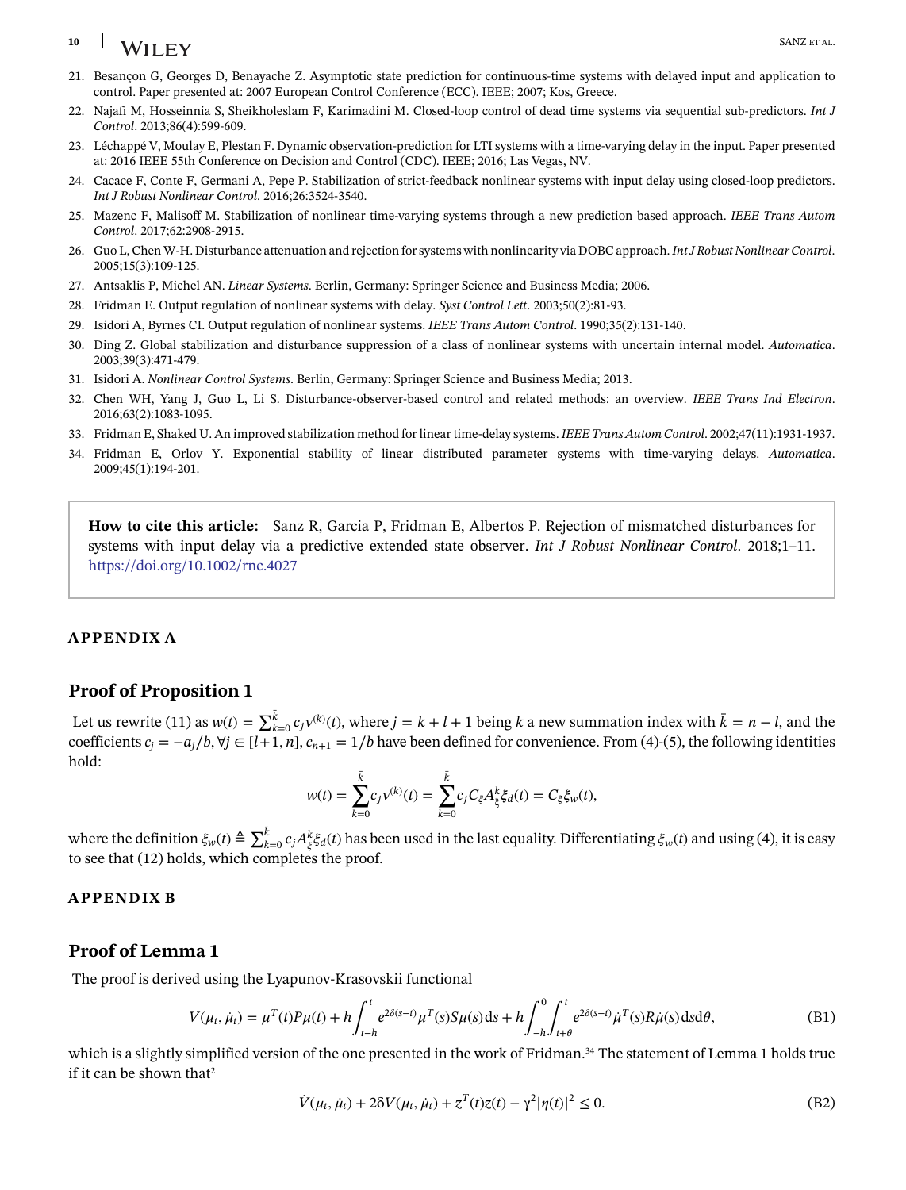21. Besançon G, Georges D, Benayache Z. Asymptotic state prediction for continuous-time systems with delayed input and application to control. Paper presented at: 2007 European Control Conference (ECC). IEEE; 2007; Kos, Greece.
22. Najafi M, Hosseinnia S, Sheikholeslam F, Karimadini M. Closed-loop control of dead time systems via sequential sub-predictors. *Int J Control*. 2013;86(4):599-609.
23. Léchappé V, Moulay E, Plestan F. Dynamic observation-prediction for LTI systems with a time-varying delay in the input. Paper presented at: 2016 IEEE 55th Conference on Decision and Control (CDC). IEEE; 2016; Las Vegas, NV.
24. Cacace F, Conte F, Germani A, Pepe P. Stabilization of strict-feedback nonlinear systems with input delay using closed-loop predictors. *Int J Robust Nonlinear Control*. 2016;26:3524-3540.
25. Mazenc F, Malisoff M. Stabilization of nonlinear time-varying systems through a new prediction based approach. *IEEE Trans Autom Control*. 2017;62:2908-2915.
26. Guo L, Chen W-H. Disturbance attenuation and rejection for systems with nonlinearity via DOBC approach. *Int J Robust Nonlinear Control*. 2005;15(3):109-125.
27. Antsaklis P, Michel AN. *Linear Systems*. Berlin, Germany: Springer Science and Business Media; 2006.
28. Fridman E. Output regulation of nonlinear systems with delay. *Syst Control Lett*. 2003;50(2):81-93.
29. Isidori A, Byrnes CI. Output regulation of nonlinear systems. *IEEE Trans Autom Control*. 1990;35(2):131-140.
30. Ding Z. Global stabilization and disturbance suppression of a class of nonlinear systems with uncertain internal model. *Automatica*. 2003;39(3):471-479.
31. Isidori A. *Nonlinear Control Systems*. Berlin, Germany: Springer Science and Business Media; 2013.
32. Chen WH, Yang J, Guo L, Li S. Disturbance-observer-based control and related methods: an overview. *IEEE Trans Ind Electron*. 2016;63(2):1083-1095.
33. Fridman E, Shaked U. An improved stabilization method for linear time-delay systems. *IEEE Trans Autom Control*. 2002;47(11):1931-1937.
34. Fridman E, Orlov Y. Exponential stability of linear distributed parameter systems with time-varying delays. *Automatica*. 2009;45(1):194-201.

**How to cite this article:** Sanz R, Garcia P, Fridman E, Albertos P. Rejection of mismatched disturbances for systems with input delay via a predictive extended state observer. *Int J Robust Nonlinear Control*. 2018;1–11. https://doi.org/10.1002/rnc.4027

## APPENDIX A

### Proof of Proposition 1

Let us rewrite (11) as $w(t) = \sum_{k=0}^{\bar{k}} c_j v^{(k)}(t)$, where $j = k + l + 1$ being $k$ a new summation index with $\bar{k} = n - l$, and the coefficients $c_j = -a_j/b, \forall j \in [l+1, n]$, $c_{n+1} = 1/b$ have been defined for convenience. From (4)-(5), the following identities hold:

$$w(t) = \sum_{k=0}^{\bar{k}} c_j v^{(k)}(t) = \sum_{k=0}^{\bar{k}} c_j C_{\xi} A_{\xi}^{k} \xi_d(t) = C_{\xi} \xi_w(t),$$

where the definition $\xi_w(t) \triangleq \sum_{k=0}^{\bar{k}} c_j A_{\xi}^{k} \xi_d(t)$ has been used in the last equality. Differentiating $\xi_w(t)$ and using (4), it is easy to see that (12) holds, which completes the proof.

## APPENDIX B

### Proof of Lemma 1

The proof is derived using the Lyapunov-Krasovskii functional

$$V(\mu_t, \dot{\mu}_t) = \mu^T(t) P \mu(t) + h \int_{t-h}^{t} e^{2\delta(s-t)} \mu^T(s) S \mu(s) \mathrm{d}s + h \int_{-h}^{0} \int_{t+\theta}^{t} e^{2\delta(s-t)} \dot{\mu}^T(s) R \dot{\mu}(s) \mathrm{d}s \mathrm{d}\theta, \tag{B1}$$

which is a slightly simplified version of the one presented in the work of Fridman.[34] The statement of Lemma 1 holds true if it can be shown that[2]

$$\dot{V}(\mu_t, \dot{\mu}_t) + 2\delta V(\mu_t, \dot{\mu}_t) + z^T(t) z(t) - \gamma^2 |\eta(t)|^2 \leq 0. \tag{B2}$$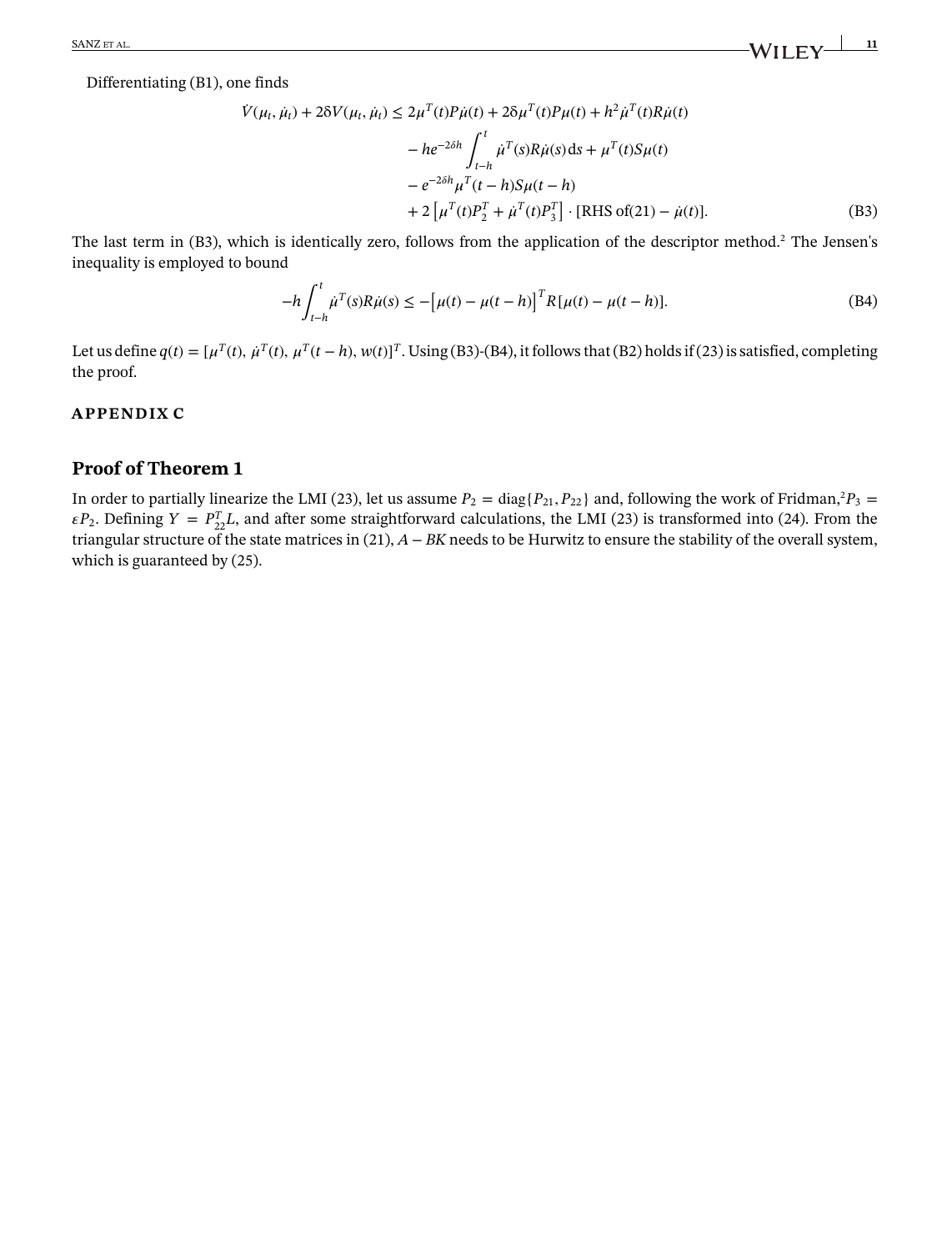Differentiating (B1), one finds

$$
\begin{aligned}
\dot{V}(\mu_t, \dot{\mu}_t) + 2\delta V(\mu_t, \dot{\mu}_t) \leq\ & 2\mu^T(t)P\dot{\mu}(t) + 2\delta\mu^T(t)P\mu(t) + h^2\dot{\mu}^T(t)R\dot{\mu}(t) \\
& - he^{-2\delta h}\int_{t-h}^{t} \dot{\mu}^T(s)R\dot{\mu}(s)\,\mathrm{d}s + \mu^T(t)S\mu(t) \\
& - e^{-2\delta h}\mu^T(t-h)S\mu(t-h) \\
& + 2\left[\mu^T(t)P_2^T + \dot{\mu}^T(t)P_3^T\right] \cdot [\text{RHS of}(21) - \dot{\mu}(t)].
\end{aligned} \tag{B3}
$$

The last term in (B3), which is identically zero, follows from the application of the descriptor method.[2] The Jensen's inequality is employed to bound

$$
-h\int_{t-h}^{t} \dot{\mu}^T(s)R\dot{\mu}(s) \leq -\left[\mu(t) - \mu(t-h)\right]^T R[\mu(t) - \mu(t-h)]. \tag{B4}
$$

Let us define $q(t) = [\mu^T(t),\ \dot{\mu}^T(t),\ \mu^T(t-h),\ w(t)]^T$. Using (B3)-(B4), it follows that (B2) holds if (23) is satisfied, completing the proof.

## APPENDIX C

## Proof of Theorem 1

In order to partially linearize the LMI (23), let us assume $P_2 = \mathrm{diag}\{P_{21}, P_{22}\}$ and, following the work of Fridman,[2] $P_3 = \varepsilon P_2$. Defining $Y = P_{22}^T L$, and after some straightforward calculations, the LMI (23) is transformed into (24). From the triangular structure of the state matrices in (21), $A - BK$ needs to be Hurwitz to ensure the stability of the overall system, which is guaranteed by (25).